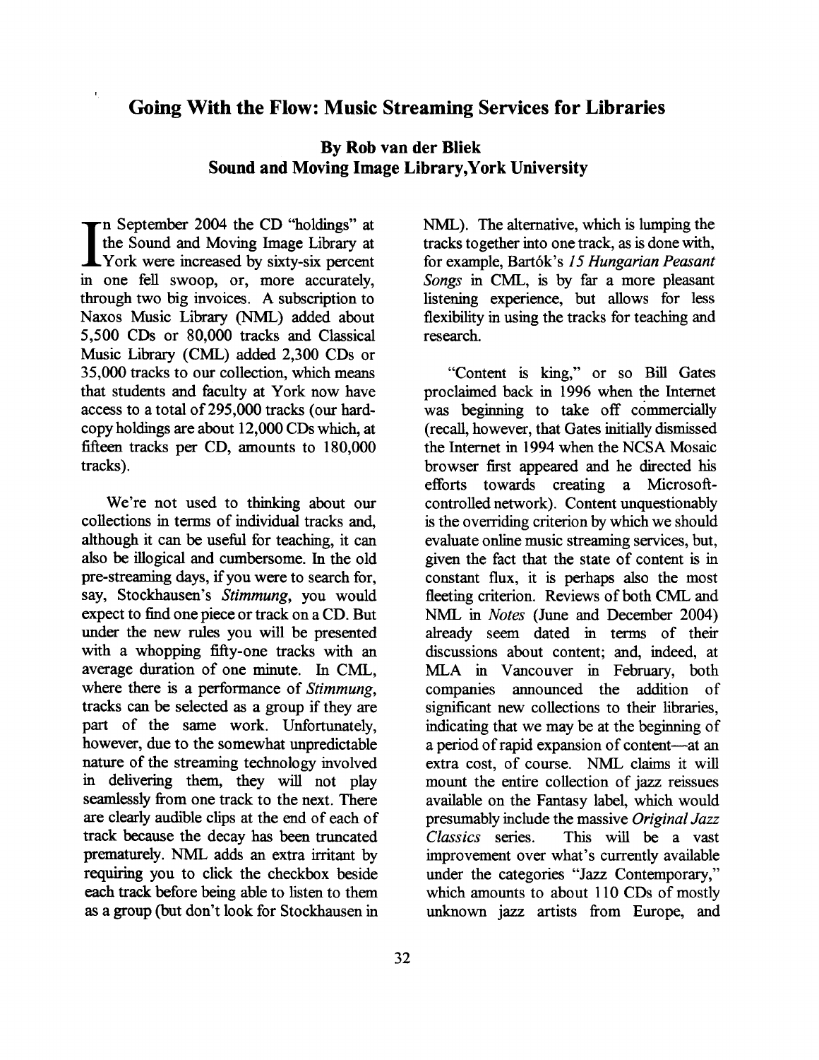# Going With the Flow: Music Streaming Services for Libraries

**By Rob van der Bliek**
**Sound and Moving Image Library, York University**

In September 2004 the CD "holdings" at the Sound and Moving Image Library at York were increased by sixty-six percent in one fell swoop, or, more accurately, through two big invoices. A subscription to Naxos Music Library (NML) added about 5,500 CDs or 80,000 tracks and Classical Music Library (CML) added 2,300 CDs or 35,000 tracks to our collection, which means that students and faculty at York now have access to a total of 295,000 tracks (our hard-copy holdings are about 12,000 CDs which, at fifteen tracks per CD, amounts to 180,000 tracks).

We're not used to thinking about our collections in terms of individual tracks and, although it can be useful for teaching, it can also be illogical and cumbersome. In the old pre-streaming days, if you were to search for, say, Stockhausen's *Stimmung*, you would expect to find one piece or track on a CD. But under the new rules you will be presented with a whopping fifty-one tracks with an average duration of one minute. In CML, where there is a performance of *Stimmung*, tracks can be selected as a group if they are part of the same work. Unfortunately, however, due to the somewhat unpredictable nature of the streaming technology involved in delivering them, they will not play seamlessly from one track to the next. There are clearly audible clips at the end of each of track because the decay has been truncated prematurely. NML adds an extra irritant by requiring you to click the checkbox beside each track before being able to listen to them as a group (but don't look for Stockhausen in NML). The alternative, which is lumping the tracks together into one track, as is done with, for example, Bartók's *15 Hungarian Peasant Songs* in CML, is by far a more pleasant listening experience, but allows for less flexibility in using the tracks for teaching and research.

"Content is king," or so Bill Gates proclaimed back in 1996 when the Internet was beginning to take off commercially (recall, however, that Gates initially dismissed the Internet in 1994 when the NCSA Mosaic browser first appeared and he directed his efforts towards creating a Microsoft-controlled network). Content unquestionably is the overriding criterion by which we should evaluate online music streaming services, but, given the fact that the state of content is in constant flux, it is perhaps also the most fleeting criterion. Reviews of both CML and NML in *Notes* (June and December 2004) already seem dated in terms of their discussions about content; and, indeed, at MLA in Vancouver in February, both companies announced the addition of significant new collections to their libraries, indicating that we may be at the beginning of a period of rapid expansion of content—at an extra cost, of course. NML claims it will mount the entire collection of jazz reissues available on the Fantasy label, which would presumably include the massive *Original Jazz Classics* series. This will be a vast improvement over what's currently available under the categories "Jazz Contemporary," which amounts to about 110 CDs of mostly unknown jazz artists from Europe, and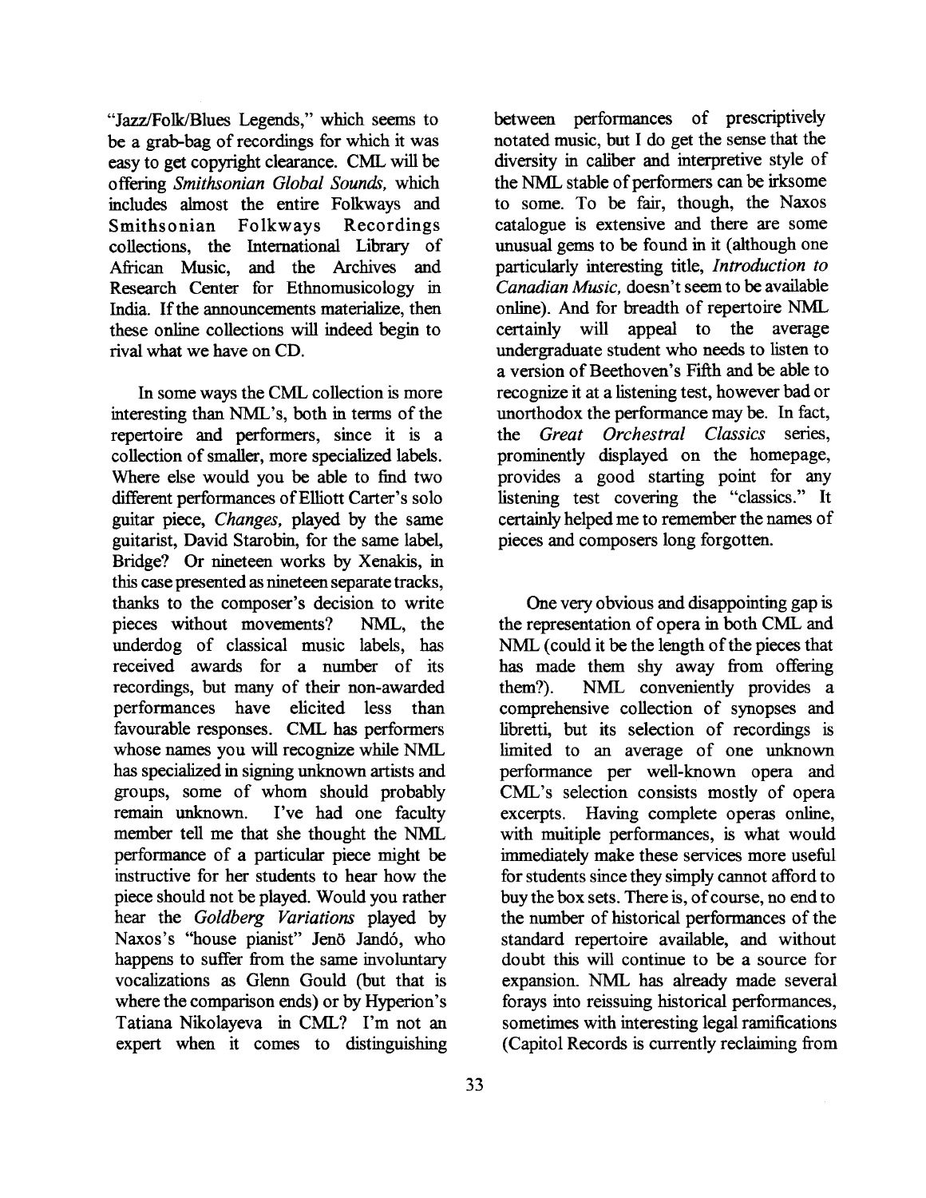"Jazz/Folk/Blues Legends," which seems to be a grab-bag of recordings for which it was easy to get copyright clearance. CML will be offering *Smithsonian Global Sounds*, which includes almost the entire Folkways and Smithsonian Folkways Recordings collections, the International Library of African Music, and the Archives and Research Center for Ethnomusicology in India. If the announcements materialize, then these online collections will indeed begin to rival what we have on CD.

In some ways the CML collection is more interesting than NML's, both in terms of the repertoire and performers, since it is a collection of smaller, more specialized labels. Where else would you be able to find two different performances of Elliott Carter's solo guitar piece, *Changes*, played by the same guitarist, David Starobin, for the same label, Bridge? Or nineteen works by Xenakis, in this case presented as nineteen separate tracks, thanks to the composer's decision to write pieces without movements? NML, the underdog of classical music labels, has received awards for a number of its recordings, but many of their non-awarded performances have elicited less than favourable responses. CML has performers whose names you will recognize while NML has specialized in signing unknown artists and groups, some of whom should probably remain unknown. I've had one faculty member tell me that she thought the NML performance of a particular piece might be instructive for her students to hear how the piece should not be played. Would you rather hear the *Goldberg Variations* played by Naxos's "house pianist" Jenö Jandó, who happens to suffer from the same involuntary vocalizations as Glenn Gould (but that is where the comparison ends) or by Hyperion's Tatiana Nikolayeva in CML? I'm not an expert when it comes to distinguishing between performances of prescriptively notated music, but I do get the sense that the diversity in caliber and interpretive style of the NML stable of performers can be irksome to some. To be fair, though, the Naxos catalogue is extensive and there are some unusual gems to be found in it (although one particularly interesting title, *Introduction to Canadian Music*, doesn't seem to be available online). And for breadth of repertoire NML certainly will appeal to the average undergraduate student who needs to listen to a version of Beethoven's Fifth and be able to recognize it at a listening test, however bad or unorthodox the performance may be. In fact, the *Great Orchestral Classics* series, prominently displayed on the homepage, provides a good starting point for any listening test covering the "classics." It certainly helped me to remember the names of pieces and composers long forgotten.

One very obvious and disappointing gap is the representation of opera in both CML and NML (could it be the length of the pieces that has made them shy away from offering them?). NML conveniently provides a comprehensive collection of synopses and libretti, but its selection of recordings is limited to an average of one unknown performance per well-known opera and CML's selection consists mostly of opera excerpts. Having complete operas online, with muitiple performances, is what would immediately make these services more useful for students since they simply cannot afford to buy the box sets. There is, of course, no end to the number of historical performances of the standard repertoire available, and without doubt this will continue to be a source for expansion. NML has already made several forays into reissuing historical performances, sometimes with interesting legal ramifications (Capitol Records is currently reclaiming from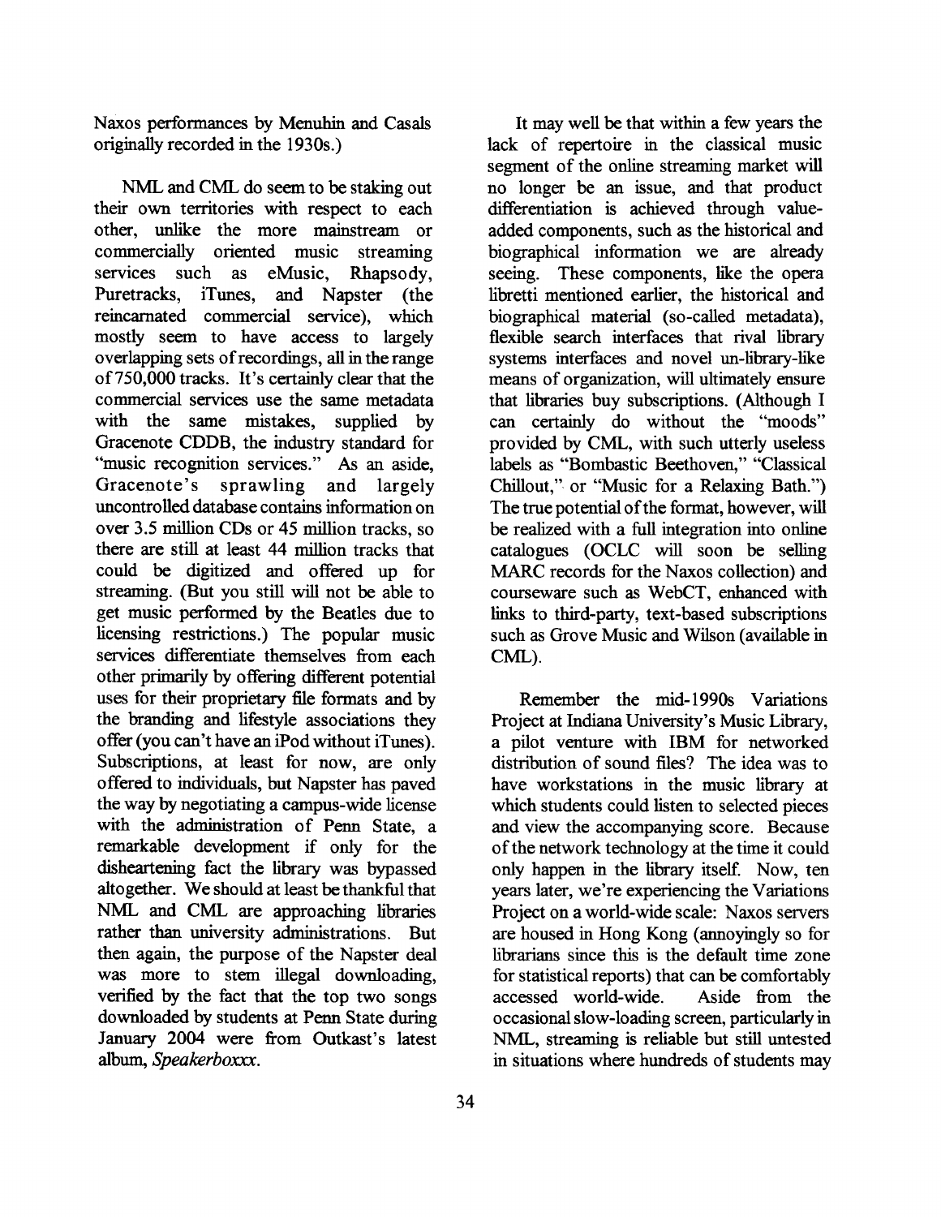Naxos performances by Menuhin and Casals originally recorded in the 1930s.)

NML and CML do seem to be staking out their own territories with respect to each other, unlike the more mainstream or commercially oriented music streaming services such as eMusic, Rhapsody, Puretracks, iTunes, and Napster (the reincarnated commercial service), which mostly seem to have access to largely overlapping sets of recordings, all in the range of 750,000 tracks. It's certainly clear that the commercial services use the same metadata with the same mistakes, supplied by Gracenote CDDB, the industry standard for "music recognition services." As an aside, Gracenote's sprawling and largely uncontrolled database contains information on over 3.5 million CDs or 45 million tracks, so there are still at least 44 million tracks that could be digitized and offered up for streaming. (But you still will not be able to get music performed by the Beatles due to licensing restrictions.) The popular music services differentiate themselves from each other primarily by offering different potential uses for their proprietary file formats and by the branding and lifestyle associations they offer (you can't have an iPod without iTunes). Subscriptions, at least for now, are only offered to individuals, but Napster has paved the way by negotiating a campus-wide license with the administration of Penn State, a remarkable development if only for the disheartening fact the library was bypassed altogether. We should at least be thankful that NML and CML are approaching libraries rather than university administrations. But then again, the purpose of the Napster deal was more to stem illegal downloading, verified by the fact that the top two songs downloaded by students at Penn State during January 2004 were from Outkast's latest album, *Speakerboxxx*.

It may well be that within a few years the lack of repertoire in the classical music segment of the online streaming market will no longer be an issue, and that product differentiation is achieved through value-added components, such as the historical and biographical information we are already seeing. These components, like the opera libretti mentioned earlier, the historical and biographical material (so-called metadata), flexible search interfaces that rival library systems interfaces and novel un-library-like means of organization, will ultimately ensure that libraries buy subscriptions. (Although I can certainly do without the "moods" provided by CML, with such utterly useless labels as "Bombastic Beethoven," "Classical Chillout," or "Music for a Relaxing Bath.") The true potential of the format, however, will be realized with a full integration into online catalogues (OCLC will soon be selling MARC records for the Naxos collection) and courseware such as WebCT, enhanced with links to third-party, text-based subscriptions such as Grove Music and Wilson (available in CML).

Remember the mid-1990s Variations Project at Indiana University's Music Library, a pilot venture with IBM for networked distribution of sound files? The idea was to have workstations in the music library at which students could listen to selected pieces and view the accompanying score. Because of the network technology at the time it could only happen in the library itself. Now, ten years later, we're experiencing the Variations Project on a world-wide scale: Naxos servers are housed in Hong Kong (annoyingly so for librarians since this is the default time zone for statistical reports) that can be comfortably accessed world-wide. Aside from the occasional slow-loading screen, particularly in NML, streaming is reliable but still untested in situations where hundreds of students may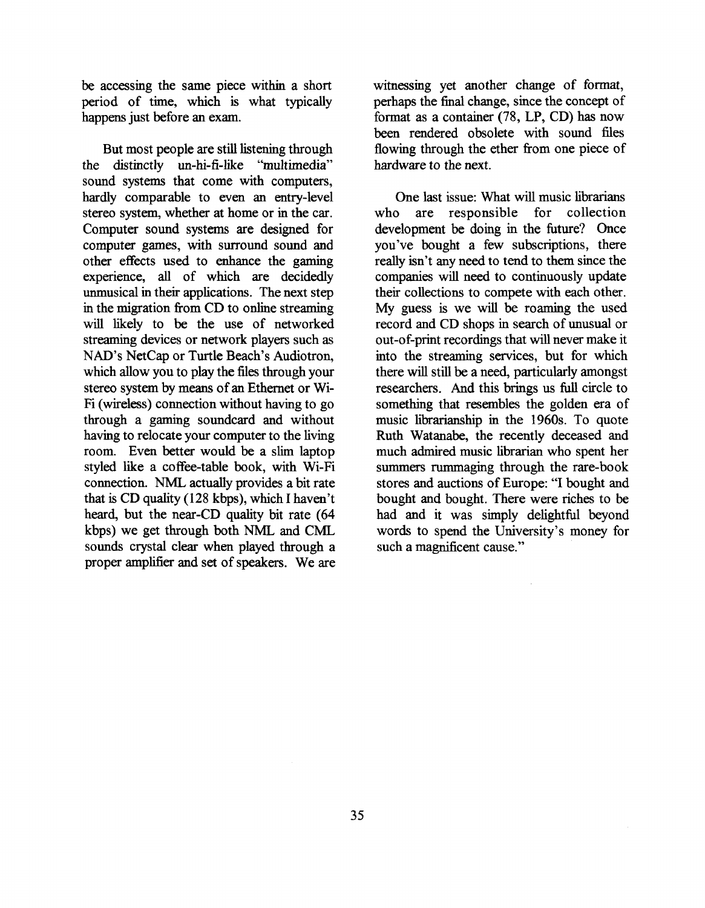be accessing the same piece within a short period of time, which is what typically happens just before an exam.

But most people are still listening through the distinctly un-hi-fi-like "multimedia" sound systems that come with computers, hardly comparable to even an entry-level stereo system, whether at home or in the car. Computer sound systems are designed for computer games, with surround sound and other effects used to enhance the gaming experience, all of which are decidedly unmusical in their applications. The next step in the migration from CD to online streaming will likely to be the use of networked streaming devices or network players such as NAD's NetCap or Turtle Beach's Audiotron, which allow you to play the files through your stereo system by means of an Ethernet or Wi-Fi (wireless) connection without having to go through a gaming soundcard and without having to relocate your computer to the living room. Even better would be a slim laptop styled like a coffee-table book, with Wi-Fi connection. NML actually provides a bit rate that is CD quality (128 kbps), which I haven't heard, but the near-CD quality bit rate (64 kbps) we get through both NML and CML sounds crystal clear when played through a proper amplifier and set of speakers. We are witnessing yet another change of format, perhaps the final change, since the concept of format as a container (78, LP, CD) has now been rendered obsolete with sound files flowing through the ether from one piece of hardware to the next.

One last issue: What will music librarians who are responsible for collection development be doing in the future? Once you've bought a few subscriptions, there really isn't any need to tend to them since the companies will need to continuously update their collections to compete with each other. My guess is we will be roaming the used record and CD shops in search of unusual or out-of-print recordings that will never make it into the streaming services, but for which there will still be a need, particularly amongst researchers. And this brings us full circle to something that resembles the golden era of music librarianship in the 1960s. To quote Ruth Watanabe, the recently deceased and much admired music librarian who spent her summers rummaging through the rare-book stores and auctions of Europe: "I bought and bought and bought. There were riches to be had and it was simply delightful beyond words to spend the University's money for such a magnificent cause."